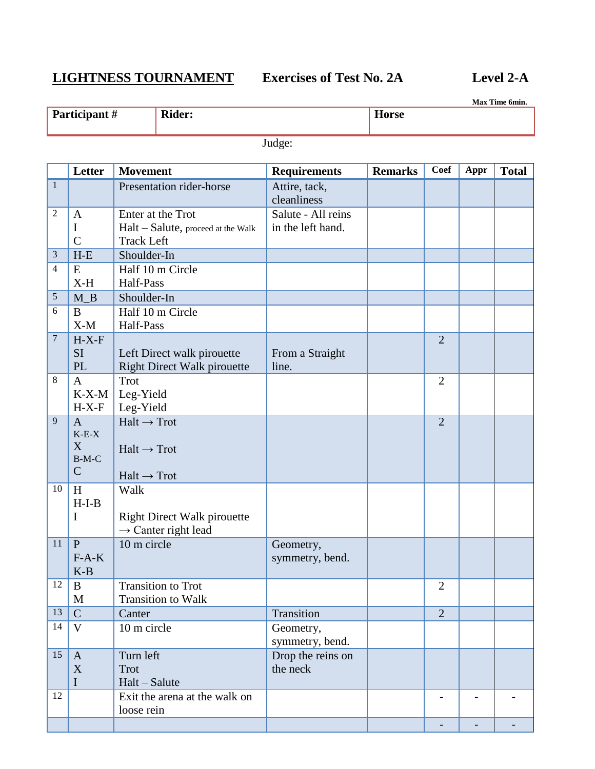**LIGHTNESS TOURNAMENT** **Exercises of Test No. 2A** **Level 2-A**

**Max Time 6min.**

| **Participant #** | **Rider:** | **Horse** |
|---|---|---|

Judge:

| | **Letter** | **Movement** | **Requirements** | **Remarks** | **Coef** | **Appr** | **Total** |
|---|---|---|---|---|---|---|---|
| 1 | | Presentation rider-horse | Attire, tack, cleanliness | | | | |
| 2 | A<br>I<br>C | Enter at the Trot<br>Halt – Salute, proceed at the Walk<br>Track Left | Salute - All reins in the left hand. | | | | |
| 3 | H-E | Shoulder-In | | | | | |
| 4 | E<br>X-H | Half 10 m Circle<br>Half-Pass | | | | | |
| 5 | M_B | Shoulder-In | | | | | |
| 6 | B<br>X-M | Half 10 m Circle<br>Half-Pass | | | | | |
| 7 | H-X-F<br>SI<br>PL | <br>Left Direct walk pirouette<br>Right Direct Walk pirouette | From a Straight line. | | 2 | | |
| 8 | A<br>K-X-M<br>H-X-F | Trot<br>Leg-Yield<br>Leg-Yield | | | 2 | | |
| 9 | A<br>K-E-X<br>X<br>B-M-C<br>C | Halt → Trot<br><br>Halt → Trot<br><br>Halt → Trot | | | 2 | | |
| 10 | H<br>H-I-B<br>I | Walk<br><br>Right Direct Walk pirouette<br>→ Canter right lead | | | | | |
| 11 | P<br>F-A-K<br>K-B | 10 m circle | Geometry, symmetry, bend. | | | | |
| 12 | B<br>M | Transition to Trot<br>Transition to Walk | | | 2 | | |
| 13 | C | Canter | Transition | | 2 | | |
| 14 | V | 10 m circle | Geometry, symmetry, bend. | | | | |
| 15 | A<br>X<br>I | Turn left<br>Trot<br>Halt – Salute | Drop the reins on the neck | | | | |
| 12 | | Exit the arena at the walk on loose rein | | | - | - | - |
| | | | | | - | - | - |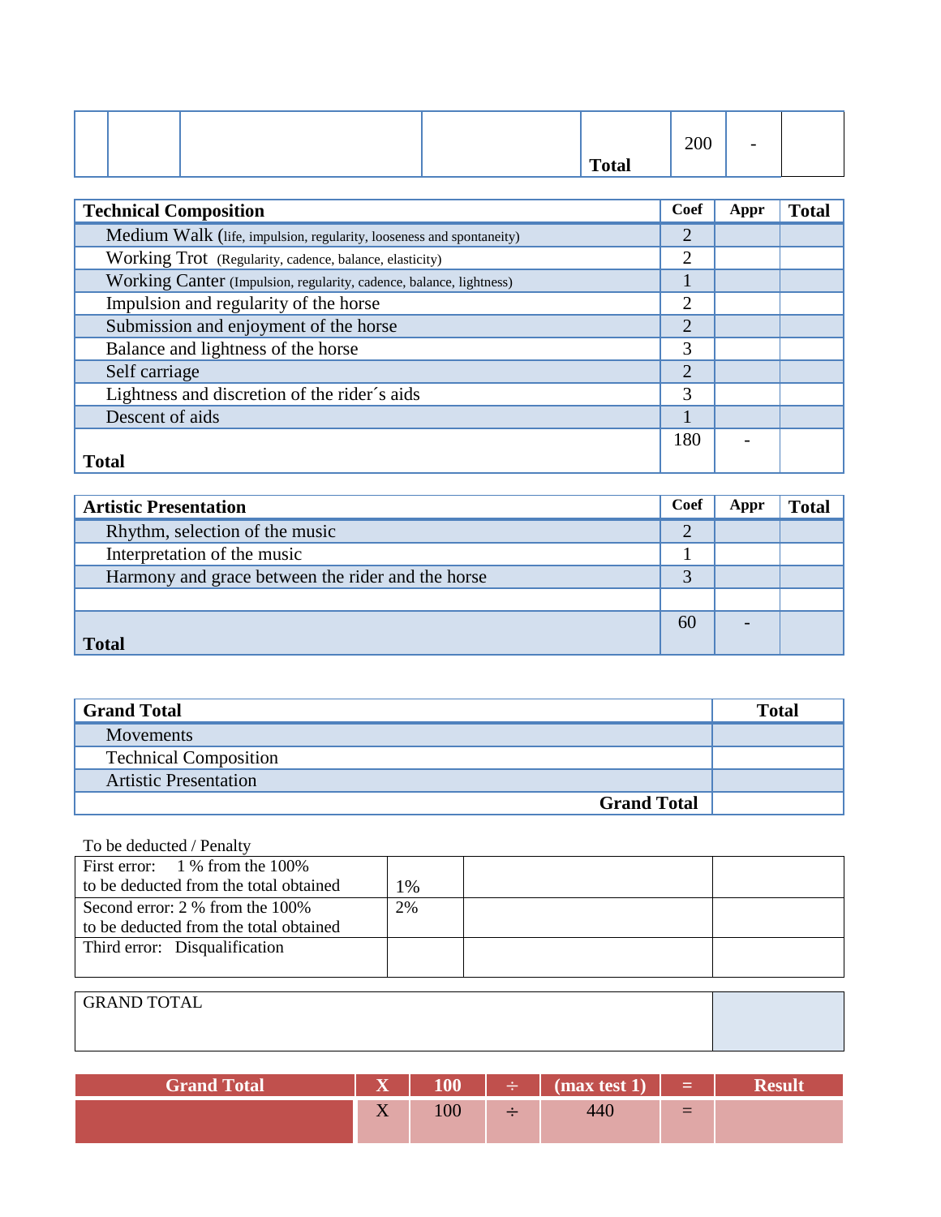| | | | | Total | 200 | - | |
|---|---|---|---|---|---|---|---|

| Technical Composition | Coef | Appr | Total |
|---|---|---|---|
| Medium Walk (life, impulsion, regularity, looseness and spontaneity) | 2 | | |
| Working Trot (Regularity, cadence, balance, elasticity) | 2 | | |
| Working Canter (Impulsion, regularity, cadence, balance, lightness) | 1 | | |
| Impulsion and regularity of the horse | 2 | | |
| Submission and enjoyment of the horse | 2 | | |
| Balance and lightness of the horse | 3 | | |
| Self carriage | 2 | | |
| Lightness and discretion of the rider´s aids | 3 | | |
| Descent of aids | 1 | | |
| **Total** | 180 | - | |

| Artistic Presentation | Coef | Appr | Total |
|---|---|---|---|
| Rhythm, selection of the music | 2 | | |
| Interpretation of the music | 1 | | |
| Harmony and grace between the rider and the horse | 3 | | |
| | | | |
| **Total** | 60 | - | |

| Grand Total | Total |
|---|---|
| Movements | |
| Technical Composition | |
| Artistic Presentation | |
| **Grand Total** | |

To be deducted / Penalty

| | | | |
|---|---|---|---|
| First error: 1 % from the 100% to be deducted from the total obtained | 1% | | |
| Second error: 2 % from the 100% to be deducted from the total obtained | 2% | | |
| Third error: Disqualification | | | |

| GRAND TOTAL | |
|---|---|

| Grand Total | X | 100 | ÷ | (max test 1) | = | Result |
|---|---|---|---|---|---|---|
| | X | 100 | ÷ | 440 | = | |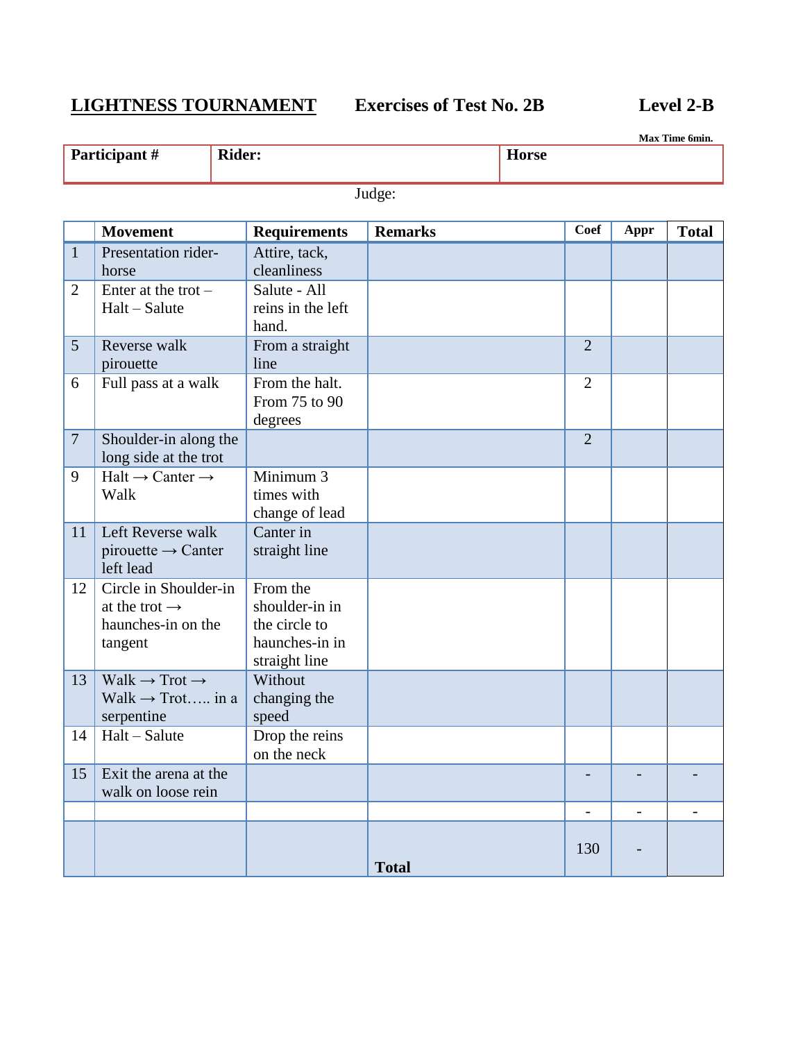**LIGHTNESS TOURNAMENT** **Exercises of Test No. 2B** **Level 2-B**

**Max Time 6min.**

| **Participant #** | **Rider:** | **Horse** |
|---|---|---|

Judge:

| | **Movement** | **Requirements** | **Remarks** | **Coef** | **Appr** | **Total** |
|---|---|---|---|---|---|---|
| 1 | Presentation rider-horse | Attire, tack, cleanliness | | | | |
| 2 | Enter at the trot – Halt – Salute | Salute - All reins in the left hand. | | | | |
| 5 | Reverse walk pirouette | From a straight line | | 2 | | |
| 6 | Full pass at a walk | From the halt. From 75 to 90 degrees | | 2 | | |
| 7 | Shoulder-in along the long side at the trot | | | 2 | | |
| 9 | Halt → Canter → Walk | Minimum 3 times with change of lead | | | | |
| 11 | Left Reverse walk pirouette → Canter left lead | Canter in straight line | | | | |
| 12 | Circle in Shoulder-in at the trot → haunches-in on the tangent | From the shoulder-in in the circle to haunches-in in straight line | | | | |
| 13 | Walk → Trot → Walk → Trot….. in a serpentine | Without changing the speed | | | | |
| 14 | Halt – Salute | Drop the reins on the neck | | | | |
| 15 | Exit the arena at the walk on loose rein | | | - | - | - |
| | | | | - | - | - |
| | | | **Total** | 130 | - | |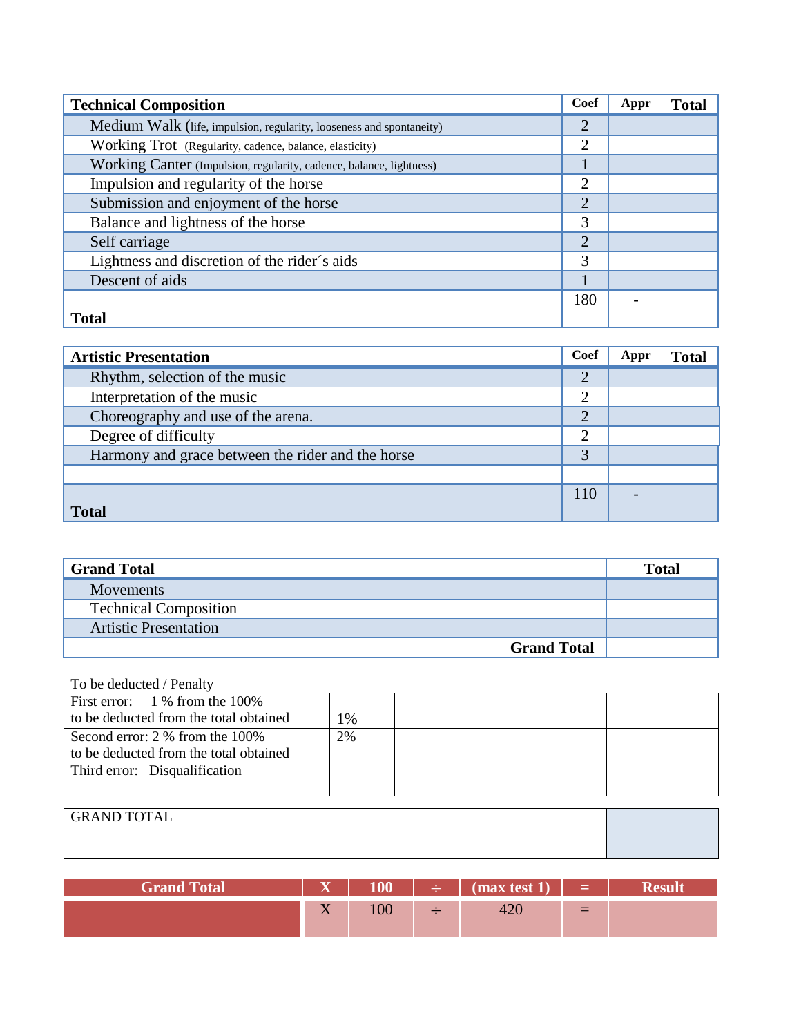| Technical Composition | Coef | Appr | Total |
| --- | --- | --- | --- |
| Medium Walk (life, impulsion, regularity, looseness and spontaneity) | 2 | | |
| Working Trot (Regularity, cadence, balance, elasticity) | 2 | | |
| Working Canter (Impulsion, regularity, cadence, balance, lightness) | 1 | | |
| Impulsion and regularity of the horse | 2 | | |
| Submission and enjoyment of the horse | 2 | | |
| Balance and lightness of the horse | 3 | | |
| Self carriage | 2 | | |
| Lightness and discretion of the rider´s aids | 3 | | |
| Descent of aids | 1 | | |
| **Total** | 180 | - | |

| Artistic Presentation | Coef | Appr | Total |
| --- | --- | --- | --- |
| Rhythm, selection of the music | 2 | | |
| Interpretation of the music | 2 | | |
| Choreography and use of the arena. | 2 | | |
| Degree of difficulty | 2 | | |
| Harmony and grace between the rider and the horse | 3 | | |
| | | | |
| **Total** | 110 | - | |

| Grand Total | Total |
| --- | --- |
| Movements | |
| Technical Composition | |
| Artistic Presentation | |
| **Grand Total** | |

To be deducted / Penalty

| | | | |
| --- | --- | --- | --- |
| First error: 1 % from the 100% to be deducted from the total obtained | 1% | | |
| Second error: 2 % from the 100% to be deducted from the total obtained | 2% | | |
| Third error: Disqualification | | | |

| GRAND TOTAL | |
| --- | --- |

| Grand Total | X | 100 | ÷ | (max test 1) | = | Result |
| --- | --- | --- | --- | --- | --- | --- |
| | X | 100 | ÷ | 420 | = | |